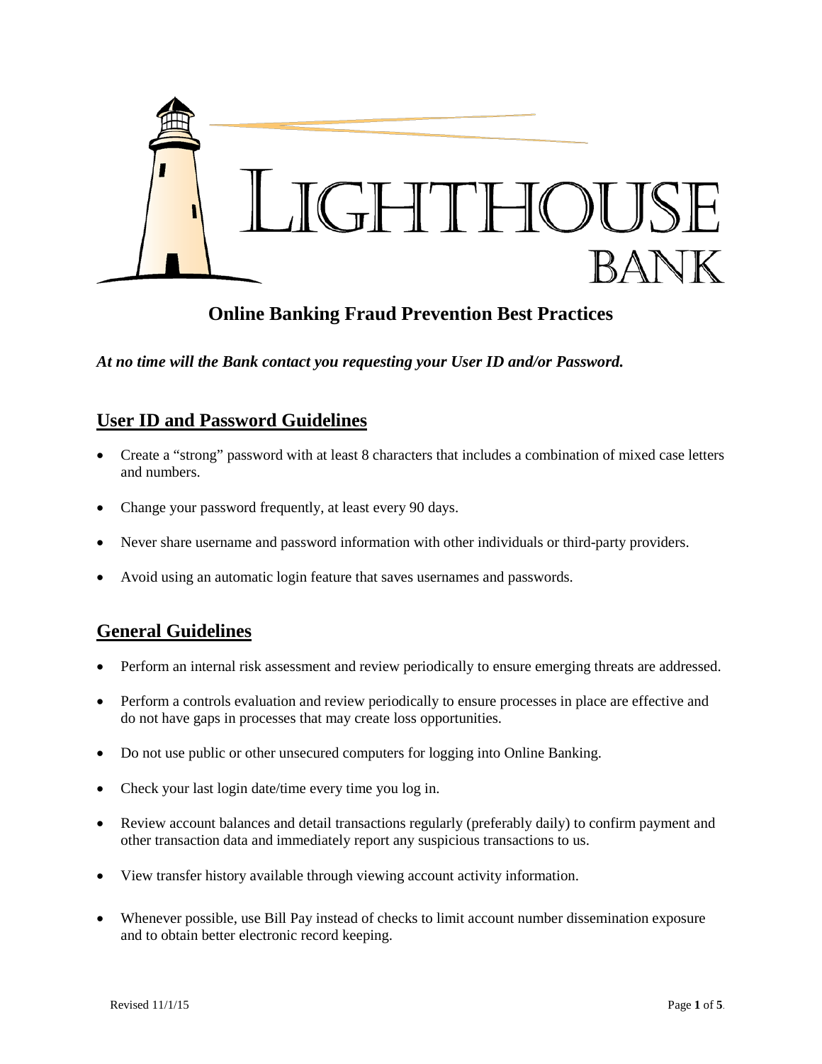# Online Banking Fraud Prevention Best Practices

***At no time will the Bank contact you requesting your User ID and/or Password.***

## User ID and Password Guidelines

- Create a "strong" password with at least 8 characters that includes a combination of mixed case letters and numbers.
- Change your password frequently, at least every 90 days.
- Never share username and password information with other individuals or third-party providers.
- Avoid using an automatic login feature that saves usernames and passwords.

## General Guidelines

- Perform an internal risk assessment and review periodically to ensure emerging threats are addressed.
- Perform a controls evaluation and review periodically to ensure processes in place are effective and do not have gaps in processes that may create loss opportunities.
- Do not use public or other unsecured computers for logging into Online Banking.
- Check your last login date/time every time you log in.
- Review account balances and detail transactions regularly (preferably daily) to confirm payment and other transaction data and immediately report any suspicious transactions to us.
- View transfer history available through viewing account activity information.
- Whenever possible, use Bill Pay instead of checks to limit account number dissemination exposure and to obtain better electronic record keeping.

Revised 11/1/15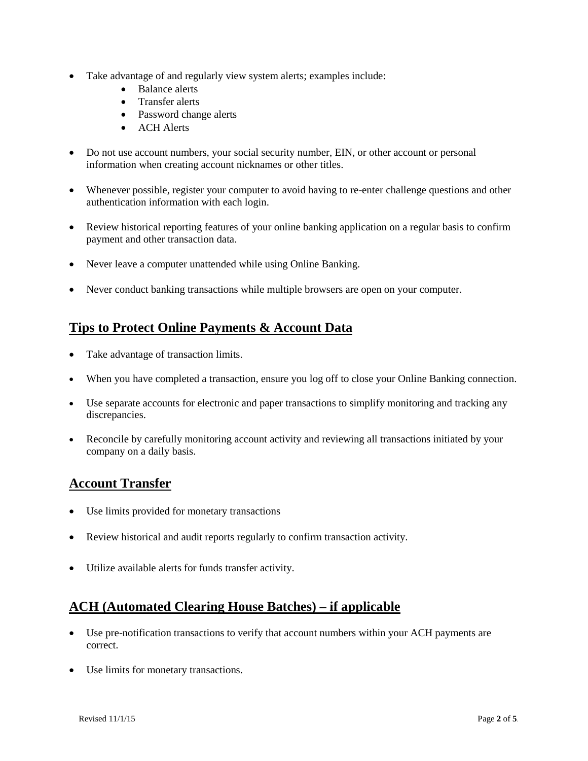- Take advantage of and regularly view system alerts; examples include:
  - Balance alerts
  - Transfer alerts
  - Password change alerts
  - ACH Alerts

- Do not use account numbers, your social security number, EIN, or other account or personal information when creating account nicknames or other titles.

- Whenever possible, register your computer to avoid having to re-enter challenge questions and other authentication information with each login.

- Review historical reporting features of your online banking application on a regular basis to confirm payment and other transaction data.

- Never leave a computer unattended while using Online Banking.

- Never conduct banking transactions while multiple browsers are open on your computer.

## Tips to Protect Online Payments & Account Data

- Take advantage of transaction limits.

- When you have completed a transaction, ensure you log off to close your Online Banking connection.

- Use separate accounts for electronic and paper transactions to simplify monitoring and tracking any discrepancies.

- Reconcile by carefully monitoring account activity and reviewing all transactions initiated by your company on a daily basis.

## Account Transfer

- Use limits provided for monetary transactions

- Review historical and audit reports regularly to confirm transaction activity.

- Utilize available alerts for funds transfer activity.

## ACH (Automated Clearing House Batches) – if applicable

- Use pre-notification transactions to verify that account numbers within your ACH payments are correct.

- Use limits for monetary transactions.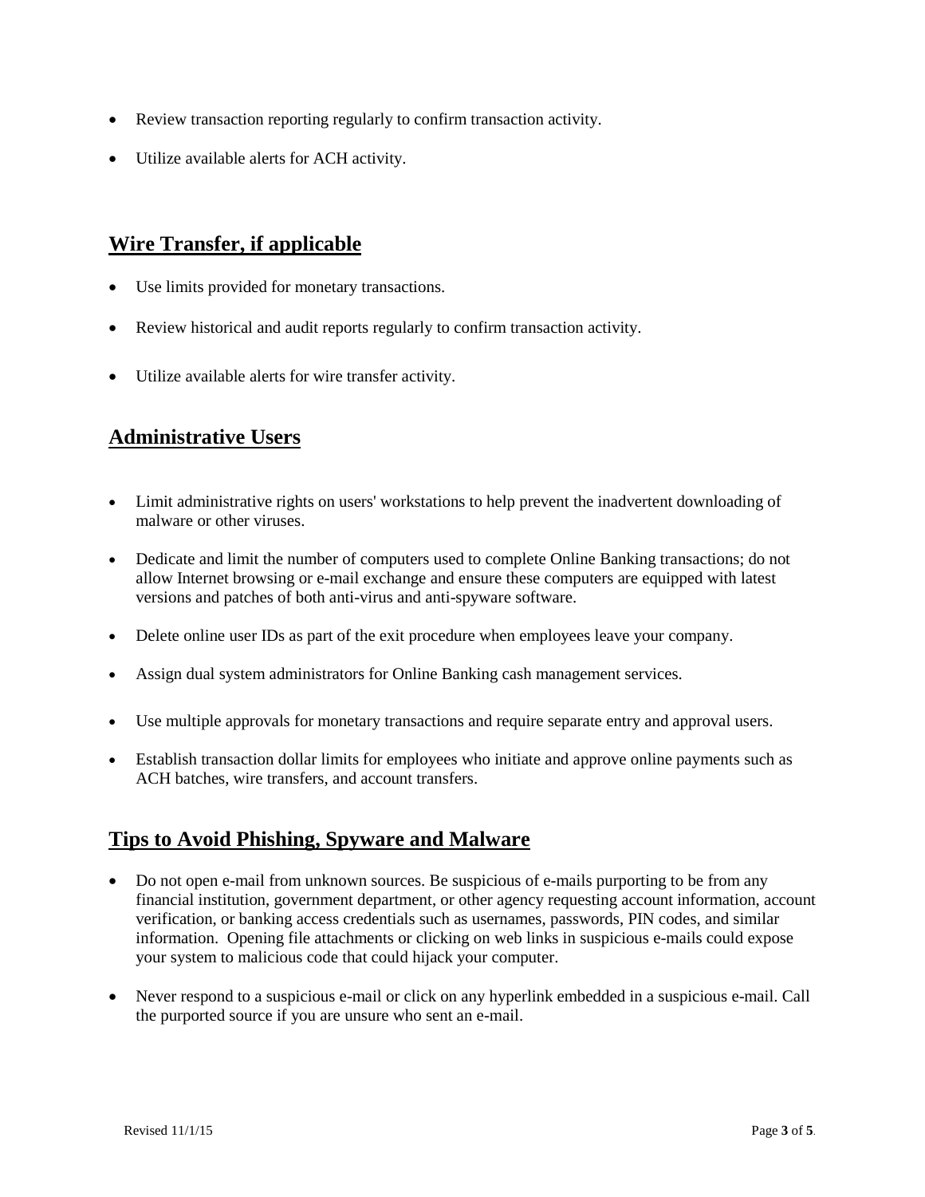- Review transaction reporting regularly to confirm transaction activity.
- Utilize available alerts for ACH activity.

## Wire Transfer, if applicable

- Use limits provided for monetary transactions.
- Review historical and audit reports regularly to confirm transaction activity.
- Utilize available alerts for wire transfer activity.

## Administrative Users

- Limit administrative rights on users' workstations to help prevent the inadvertent downloading of malware or other viruses.
- Dedicate and limit the number of computers used to complete Online Banking transactions; do not allow Internet browsing or e-mail exchange and ensure these computers are equipped with latest versions and patches of both anti-virus and anti-spyware software.
- Delete online user IDs as part of the exit procedure when employees leave your company.
- Assign dual system administrators for Online Banking cash management services.
- Use multiple approvals for monetary transactions and require separate entry and approval users.
- Establish transaction dollar limits for employees who initiate and approve online payments such as ACH batches, wire transfers, and account transfers.

## Tips to Avoid Phishing, Spyware and Malware

- Do not open e-mail from unknown sources. Be suspicious of e-mails purporting to be from any financial institution, government department, or other agency requesting account information, account verification, or banking access credentials such as usernames, passwords, PIN codes, and similar information. Opening file attachments or clicking on web links in suspicious e-mails could expose your system to malicious code that could hijack your computer.
- Never respond to a suspicious e-mail or click on any hyperlink embedded in a suspicious e-mail. Call the purported source if you are unsure who sent an e-mail.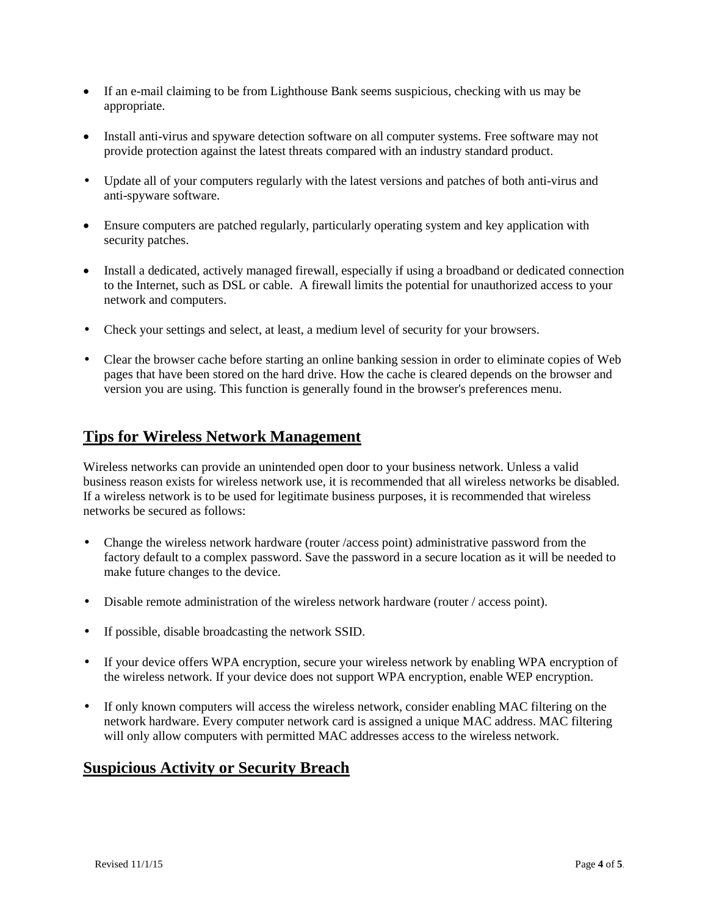- If an e-mail claiming to be from Lighthouse Bank seems suspicious, checking with us may be appropriate.
- Install anti-virus and spyware detection software on all computer systems. Free software may not provide protection against the latest threats compared with an industry standard product.
- Update all of your computers regularly with the latest versions and patches of both anti-virus and anti-spyware software.
- Ensure computers are patched regularly, particularly operating system and key application with security patches.
- Install a dedicated, actively managed firewall, especially if using a broadband or dedicated connection to the Internet, such as DSL or cable. A firewall limits the potential for unauthorized access to your network and computers.
- Check your settings and select, at least, a medium level of security for your browsers.
- Clear the browser cache before starting an online banking session in order to eliminate copies of Web pages that have been stored on the hard drive. How the cache is cleared depends on the browser and version you are using. This function is generally found in the browser's preferences menu.

## Tips for Wireless Network Management

Wireless networks can provide an unintended open door to your business network. Unless a valid business reason exists for wireless network use, it is recommended that all wireless networks be disabled. If a wireless network is to be used for legitimate business purposes, it is recommended that wireless networks be secured as follows:

- Change the wireless network hardware (router /access point) administrative password from the factory default to a complex password. Save the password in a secure location as it will be needed to make future changes to the device.
- Disable remote administration of the wireless network hardware (router / access point).
- If possible, disable broadcasting the network SSID.
- If your device offers WPA encryption, secure your wireless network by enabling WPA encryption of the wireless network. If your device does not support WPA encryption, enable WEP encryption.
- If only known computers will access the wireless network, consider enabling MAC filtering on the network hardware. Every computer network card is assigned a unique MAC address. MAC filtering will only allow computers with permitted MAC addresses access to the wireless network.

## Suspicious Activity or Security Breach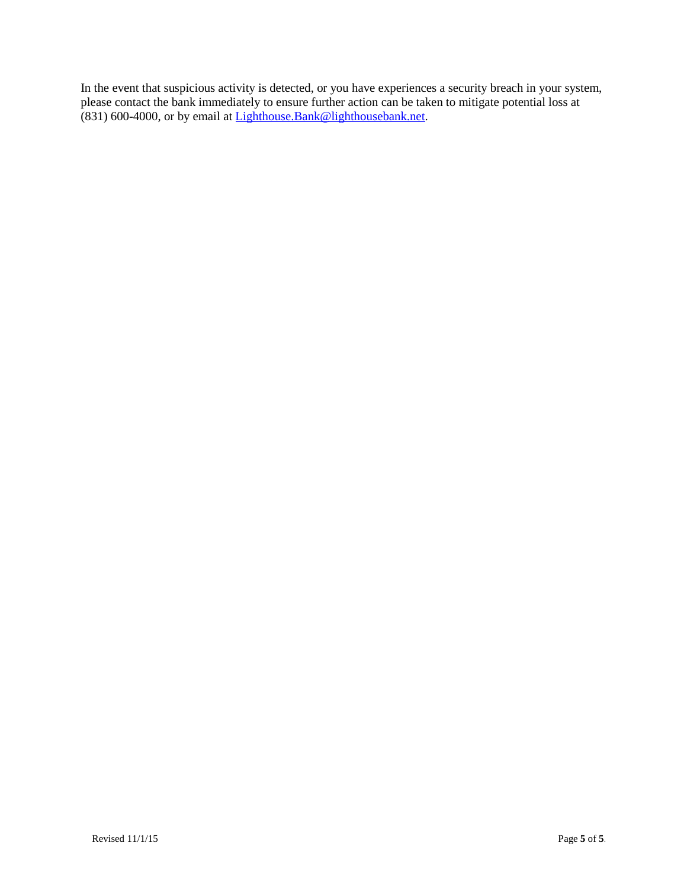In the event that suspicious activity is detected, or you have experiences a security breach in your system, please contact the bank immediately to ensure further action can be taken to mitigate potential loss at (831) 600-4000, or by email at Lighthouse.Bank@lighthousebank.net.